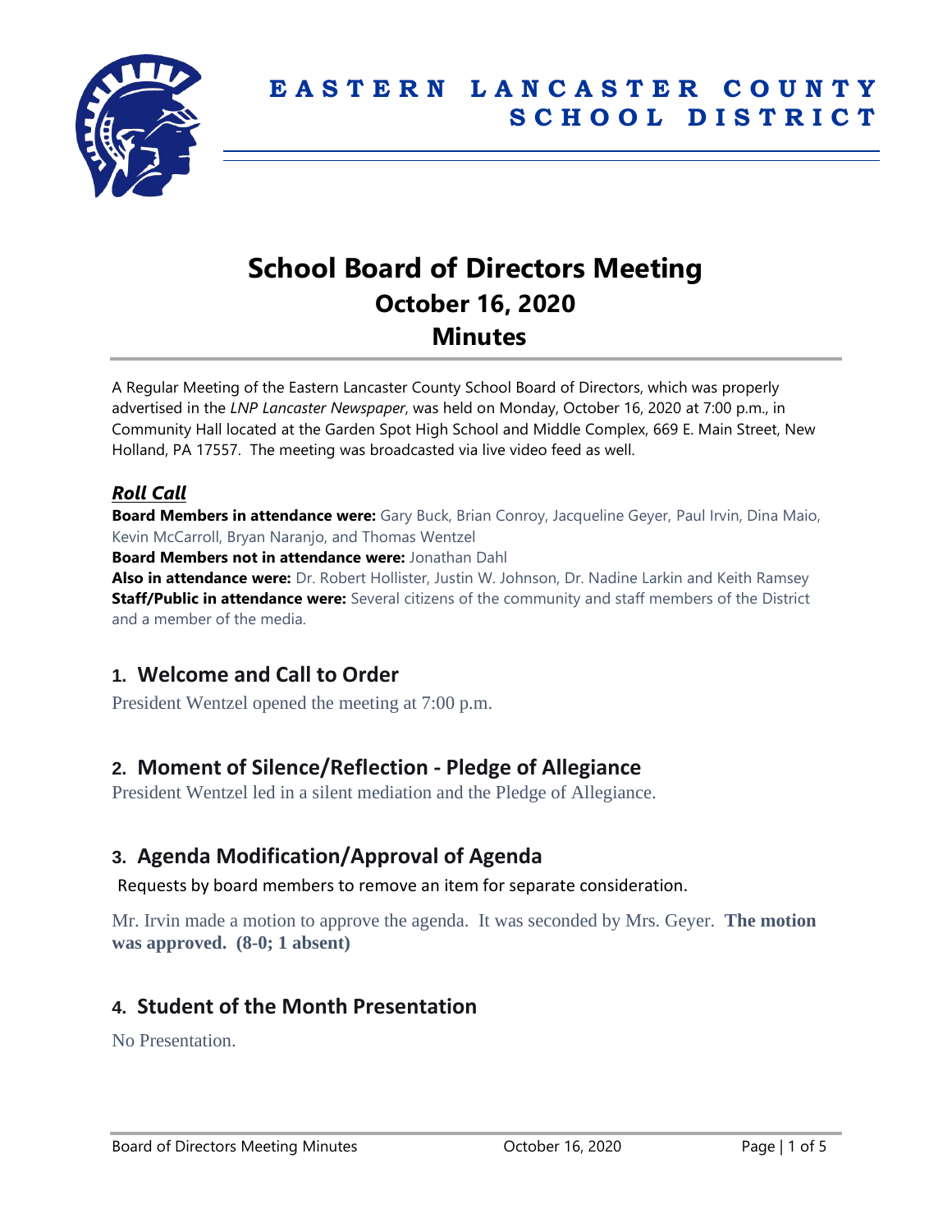# EASTERN LANCASTER COUNTY SCHOOL DISTRICT

# School Board of Directors Meeting
## October 16, 2020
## Minutes

A Regular Meeting of the Eastern Lancaster County School Board of Directors, which was properly advertised in the *LNP Lancaster Newspaper*, was held on Monday, October 16, 2020 at 7:00 p.m., in Community Hall located at the Garden Spot High School and Middle Complex, 669 E. Main Street, New Holland, PA 17557. The meeting was broadcasted via live video feed as well.

### ***Roll Call***

**Board Members in attendance were:** Gary Buck, Brian Conroy, Jacqueline Geyer, Paul Irvin, Dina Maio, Kevin McCarroll, Bryan Naranjo, and Thomas Wentzel

**Board Members not in attendance were:** Jonathan Dahl

**Also in attendance were:** Dr. Robert Hollister, Justin W. Johnson, Dr. Nadine Larkin and Keith Ramsey

**Staff/Public in attendance were:** Several citizens of the community and staff members of the District and a member of the media.

## 1. Welcome and Call to Order

President Wentzel opened the meeting at 7:00 p.m.

## 2. Moment of Silence/Reflection - Pledge of Allegiance

President Wentzel led in a silent mediation and the Pledge of Allegiance.

## 3. Agenda Modification/Approval of Agenda

Requests by board members to remove an item for separate consideration.

Mr. Irvin made a motion to approve the agenda. It was seconded by Mrs. Geyer. **The motion was approved. (8-0; 1 absent)**

## 4. Student of the Month Presentation

No Presentation.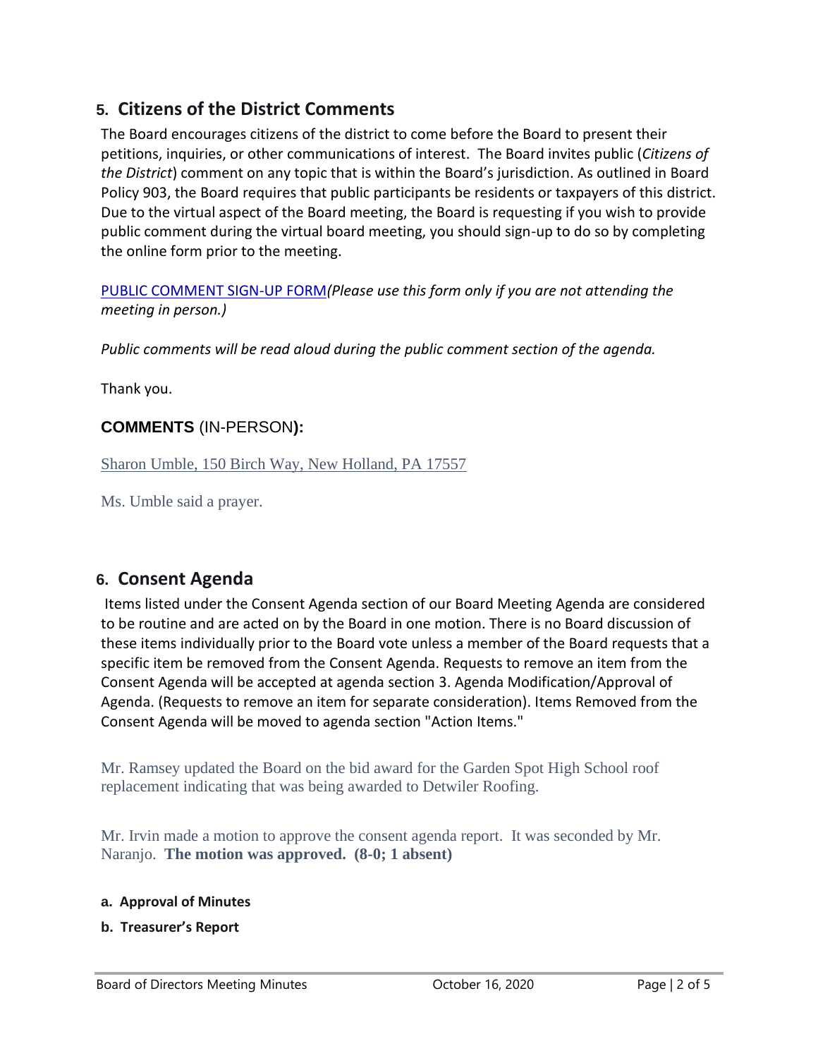## 5. Citizens of the District Comments

The Board encourages citizens of the district to come before the Board to present their petitions, inquiries, or other communications of interest. The Board invites public (*Citizens of the District*) comment on any topic that is within the Board's jurisdiction. As outlined in Board Policy 903, the Board requires that public participants be residents or taxpayers of this district. Due to the virtual aspect of the Board meeting, the Board is requesting if you wish to provide public comment during the virtual board meeting, you should sign-up to do so by completing the online form prior to the meeting.

PUBLIC COMMENT SIGN-UP FORM*(Please use this form only if you are not attending the meeting in person.)*

*Public comments will be read aloud during the public comment section of the agenda.*

Thank you.

### **COMMENTS** (IN-PERSON**):**

Sharon Umble, 150 Birch Way, New Holland, PA 17557

Ms. Umble said a prayer.

## 6. Consent Agenda

Items listed under the Consent Agenda section of our Board Meeting Agenda are considered to be routine and are acted on by the Board in one motion. There is no Board discussion of these items individually prior to the Board vote unless a member of the Board requests that a specific item be removed from the Consent Agenda. Requests to remove an item from the Consent Agenda will be accepted at agenda section 3. Agenda Modification/Approval of Agenda. (Requests to remove an item for separate consideration). Items Removed from the Consent Agenda will be moved to agenda section "Action Items."

Mr. Ramsey updated the Board on the bid award for the Garden Spot High School roof replacement indicating that was being awarded to Detwiler Roofing.

Mr. Irvin made a motion to approve the consent agenda report. It was seconded by Mr. Naranjo. **The motion was approved. (8-0; 1 absent)**

**a. Approval of Minutes**

**b. Treasurer's Report**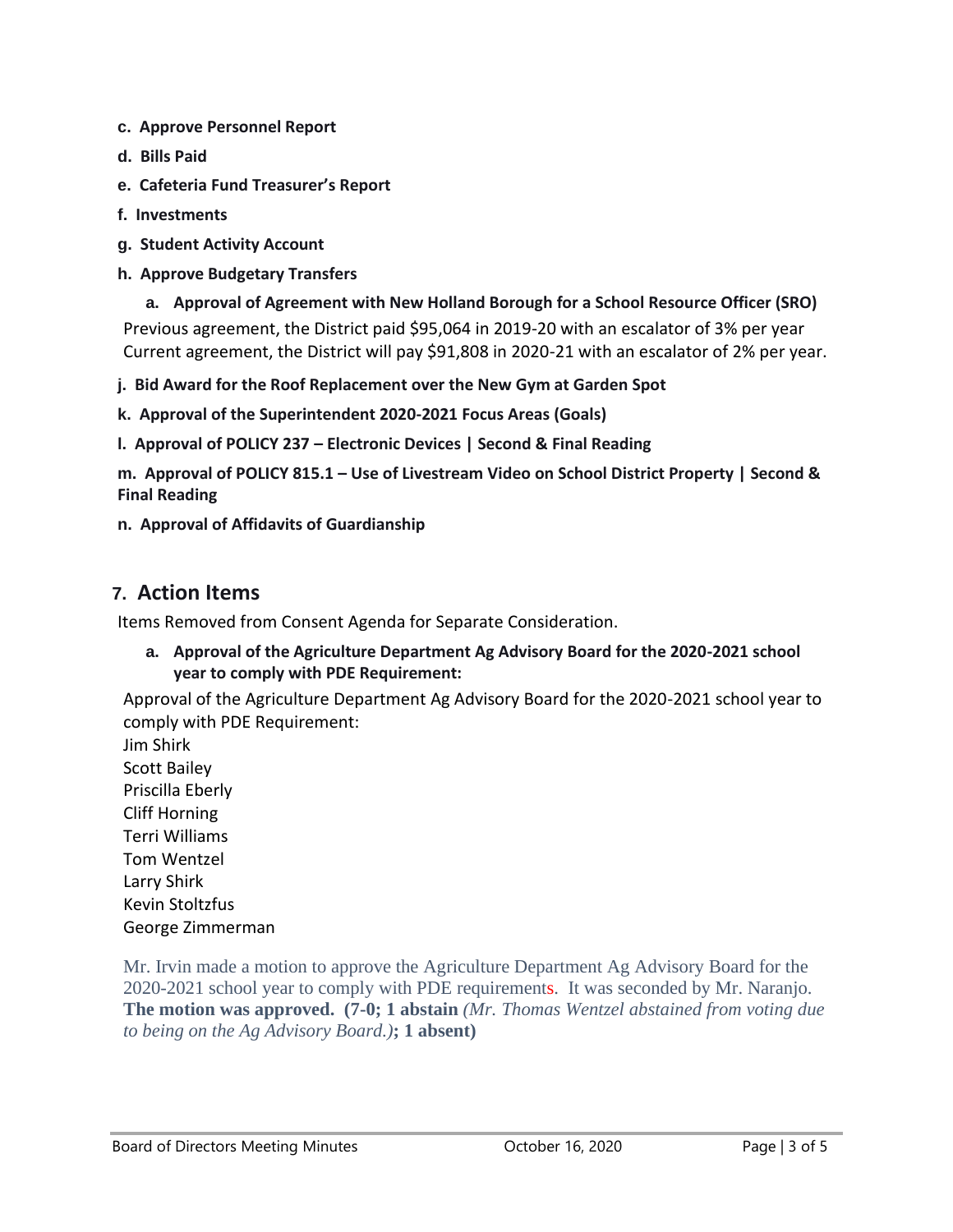- **c. Approve Personnel Report**
- **d. Bills Paid**
- **e. Cafeteria Fund Treasurer's Report**
- **f. Investments**
- **g. Student Activity Account**
- **h. Approve Budgetary Transfers**

  **a. Approval of Agreement with New Holland Borough for a School Resource Officer (SRO)**

  Previous agreement, the District paid $95,064 in 2019-20 with an escalator of 3% per year
  Current agreement, the District will pay $91,808 in 2020-21 with an escalator of 2% per year.

- **j. Bid Award for the Roof Replacement over the New Gym at Garden Spot**
- **k. Approval of the Superintendent 2020-2021 Focus Areas (Goals)**
- **l. Approval of POLICY 237 – Electronic Devices | Second & Final Reading**
- **m. Approval of POLICY 815.1 – Use of Livestream Video on School District Property | Second & Final Reading**
- **n. Approval of Affidavits of Guardianship**

## 7. Action Items

Items Removed from Consent Agenda for Separate Consideration.

**a. Approval of the Agriculture Department Ag Advisory Board for the 2020-2021 school year to comply with PDE Requirement:**

Approval of the Agriculture Department Ag Advisory Board for the 2020-2021 school year to comply with PDE Requirement:

Jim Shirk
Scott Bailey
Priscilla Eberly
Cliff Horning
Terri Williams
Tom Wentzel
Larry Shirk
Kevin Stoltzfus
George Zimmerman

Mr. Irvin made a motion to approve the Agriculture Department Ag Advisory Board for the 2020-2021 school year to comply with PDE requirements. It was seconded by Mr. Naranjo. **The motion was approved. (7-0; 1 abstain** *(Mr. Thomas Wentzel abstained from voting due to being on the Ag Advisory Board.)***; 1 absent)**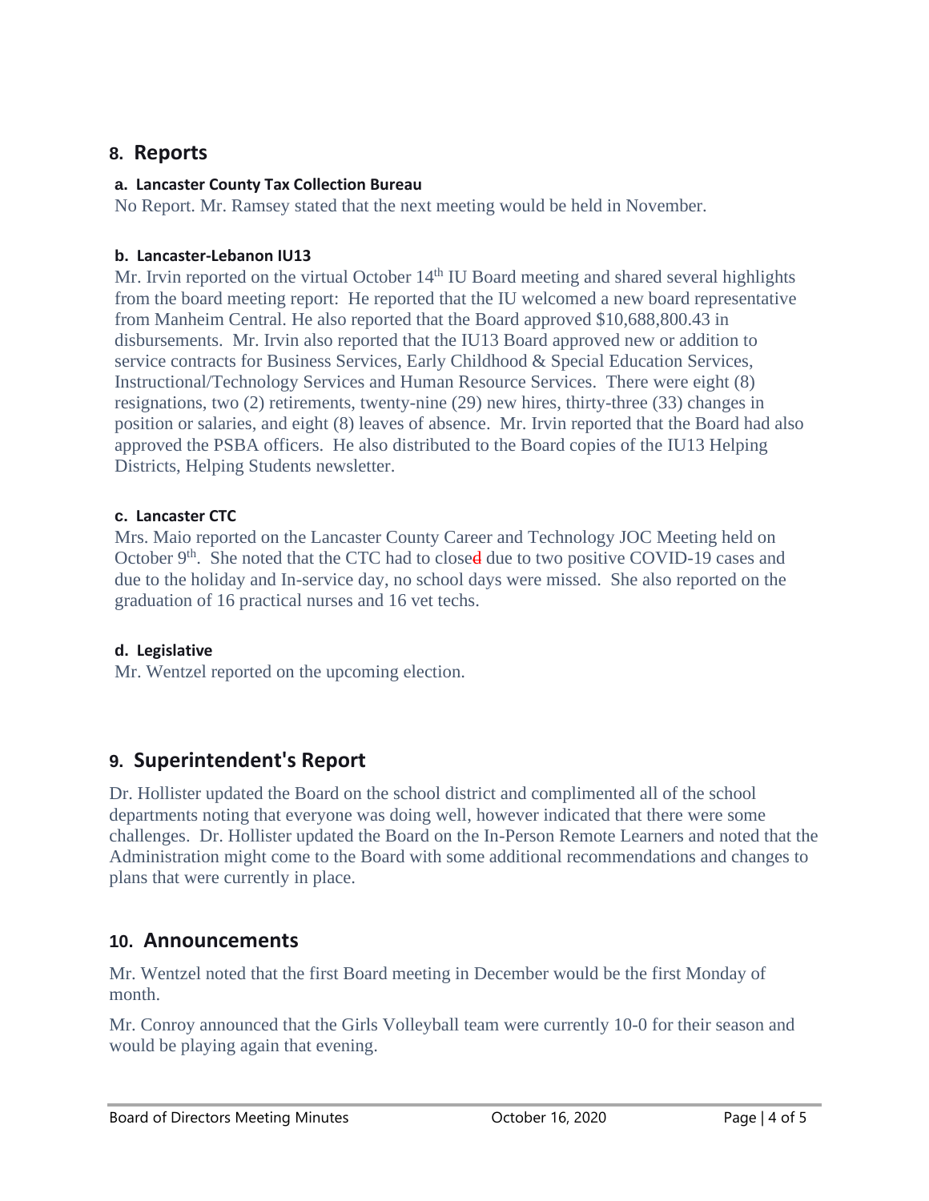## 8. Reports

### a. Lancaster County Tax Collection Bureau

No Report. Mr. Ramsey stated that the next meeting would be held in November.

### b. Lancaster-Lebanon IU13

Mr. Irvin reported on the virtual October 14th IU Board meeting and shared several highlights from the board meeting report: He reported that the IU welcomed a new board representative from Manheim Central. He also reported that the Board approved $10,688,800.43 in disbursements. Mr. Irvin also reported that the IU13 Board approved new or addition to service contracts for Business Services, Early Childhood & Special Education Services, Instructional/Technology Services and Human Resource Services. There were eight (8) resignations, two (2) retirements, twenty-nine (29) new hires, thirty-three (33) changes in position or salaries, and eight (8) leaves of absence. Mr. Irvin reported that the Board had also approved the PSBA officers. He also distributed to the Board copies of the IU13 Helping Districts, Helping Students newsletter.

### c. Lancaster CTC

Mrs. Maio reported on the Lancaster County Career and Technology JOC Meeting held on October 9th. She noted that the CTC had to closed due to two positive COVID-19 cases and due to the holiday and In-service day, no school days were missed. She also reported on the graduation of 16 practical nurses and 16 vet techs.

### d. Legislative

Mr. Wentzel reported on the upcoming election.

## 9. Superintendent's Report

Dr. Hollister updated the Board on the school district and complimented all of the school departments noting that everyone was doing well, however indicated that there were some challenges. Dr. Hollister updated the Board on the In-Person Remote Learners and noted that the Administration might come to the Board with some additional recommendations and changes to plans that were currently in place.

## 10. Announcements

Mr. Wentzel noted that the first Board meeting in December would be the first Monday of month.

Mr. Conroy announced that the Girls Volleyball team were currently 10-0 for their season and would be playing again that evening.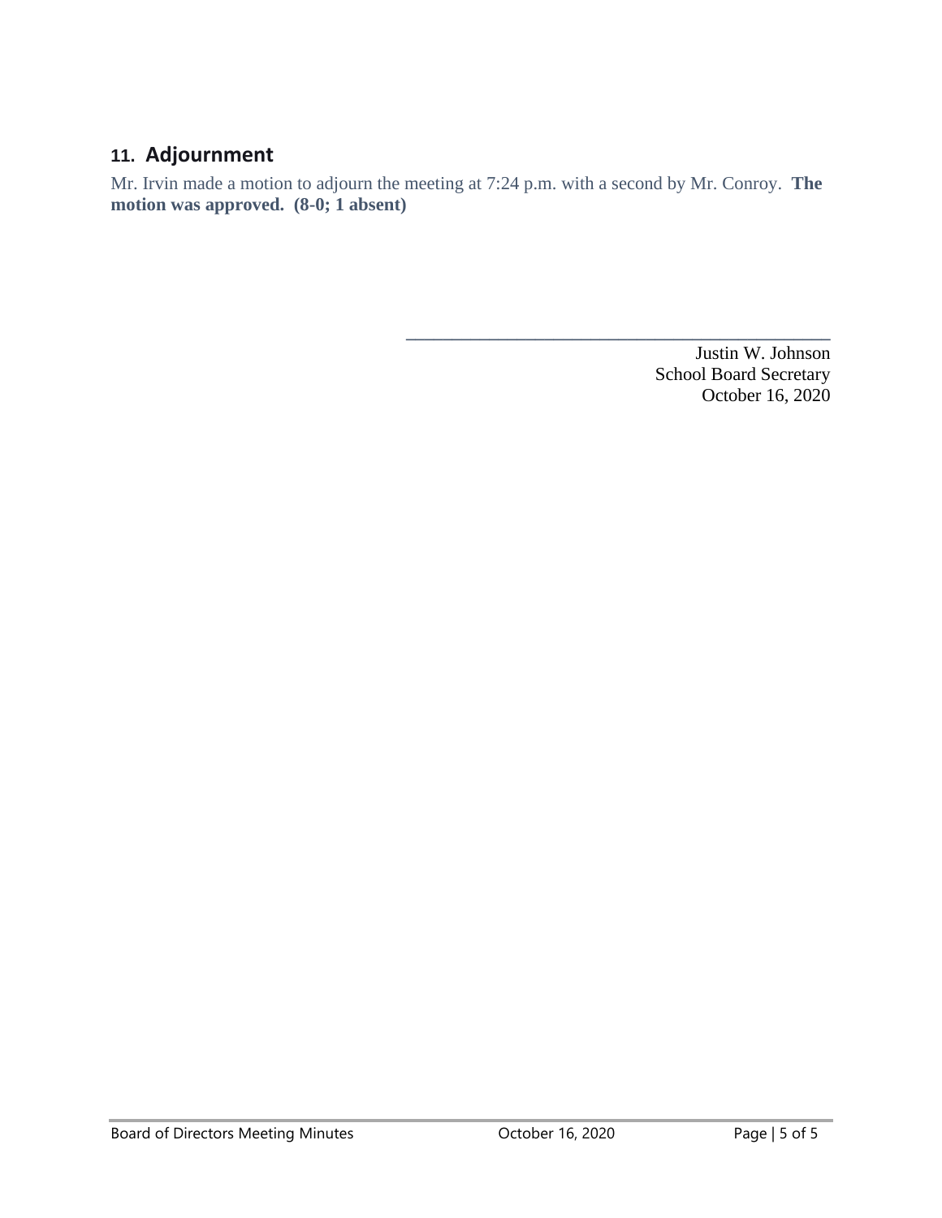## 11. Adjournment

Mr. Irvin made a motion to adjourn the meeting at 7:24 p.m. with a second by Mr. Conroy. **The motion was approved. (8-0; 1 absent)**

\_\_\_\_\_\_\_\_\_\_\_\_\_\_\_\_\_\_\_\_\_\_\_\_\_\_\_\_\_\_\_\_\_\_\_\_\_\_\_\_\_\_\_\_

Justin W. Johnson
School Board Secretary
October 16, 2020